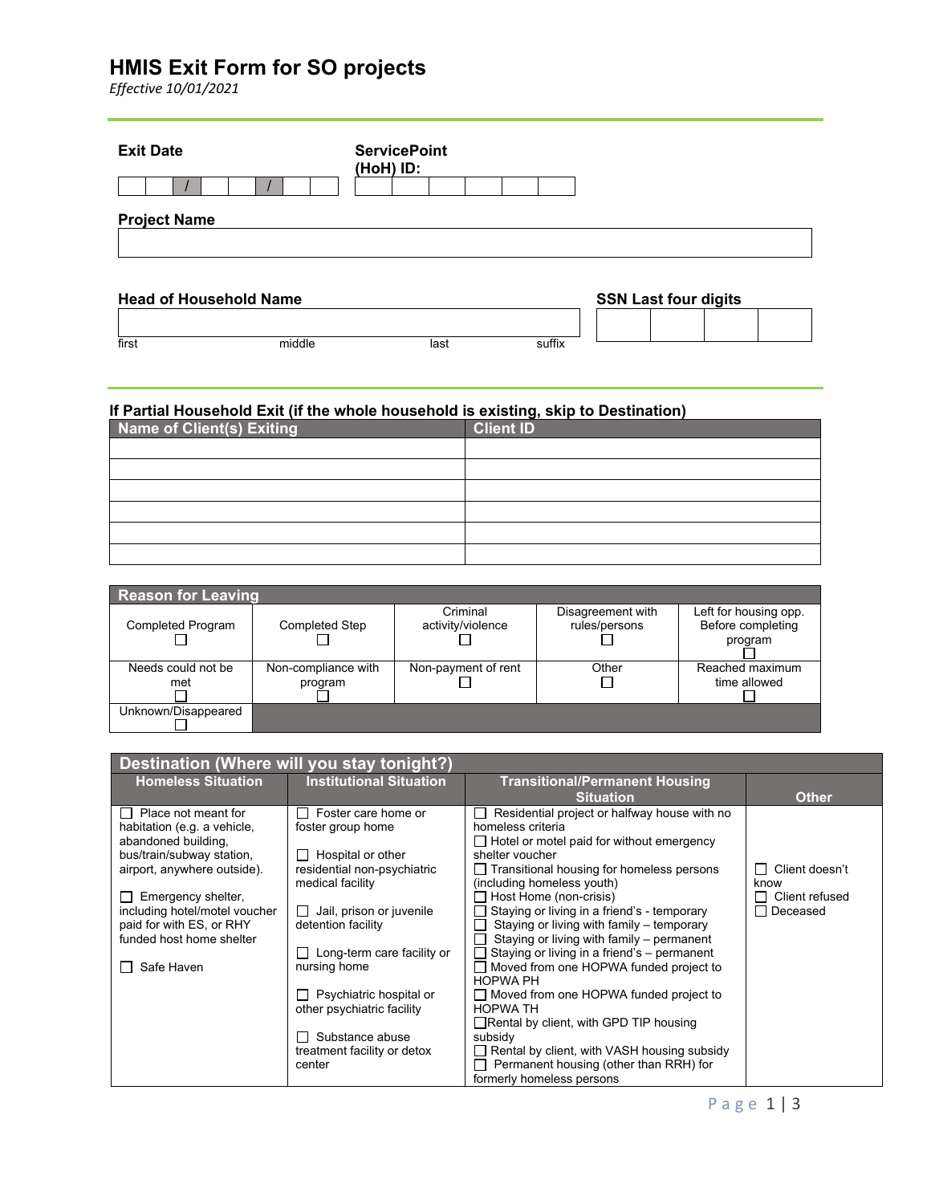# HMIS Exit Form for SO projects

*Effective 10/01/2021*

**Exit Date**

| | | / | | | / | | |
|---|---|---|---|---|---|---|---|

**ServicePoint (HoH) ID:**

| | | | | | |
|---|---|---|---|---|---|

**Project Name**

| |
|---|

**Head of Household Name**

| first | middle | last | suffix |
|---|---|---|---|

**SSN Last four digits**

| | | | |
|---|---|---|---|

### If Partial Household Exit (if the whole household is existing, skip to Destination)

| Name of Client(s) Exiting | Client ID |
|---|---|
| | |
| | |
| | |
| | |
| | |
| | |

| Reason for Leaving | | | | |
|---|---|---|---|---|
| Completed Program ☐ | Completed Step ☐ | Criminal activity/violence ☐ | Disagreement with rules/persons ☐ | Left for housing opp. Before completing program ☐ |
| Needs could not be met ☐ | Non-compliance with program ☐ | Non-payment of rent ☐ | Other ☐ | Reached maximum time allowed ☐ |
| Unknown/Disappeared ☐ | | | | |

| Destination (Where will you stay tonight?) | | | |
|---|---|---|---|
| **Homeless Situation** | **Institutional Situation** | **Transitional/Permanent Housing Situation** | **Other** |
| ☐ Place not meant for habitation (e.g. a vehicle, abandoned building, bus/train/subway station, airport, anywhere outside).<br><br>☐ Emergency shelter, including hotel/motel voucher paid for with ES, or RHY funded host home shelter<br><br>☐ Safe Haven | ☐ Foster care home or foster group home<br><br>☐ Hospital or other residential non-psychiatric medical facility<br><br>☐ Jail, prison or juvenile detention facility<br><br>☐ Long-term care facility or nursing home<br><br>☐ Psychiatric hospital or other psychiatric facility<br><br>☐ Substance abuse treatment facility or detox center | ☐ Residential project or halfway house with no homeless criteria<br>☐ Hotel or motel paid for without emergency shelter voucher<br>☐ Transitional housing for homeless persons (including homeless youth)<br>☐ Host Home (non-crisis)<br>☐ Staying or living in a friend's - temporary<br>☐ Staying or living with family – temporary<br>☐ Staying or living with family – permanent<br>☐ Staying or living in a friend's – permanent<br>☐ Moved from one HOPWA funded project to HOPWA PH<br>☐ Moved from one HOPWA funded project to HOPWA TH<br>☐ Rental by client, with GPD TIP housing subsidy<br>☐ Rental by client, with VASH housing subsidy<br>☐ Permanent housing (other than RRH) for formerly homeless persons | ☐ Client doesn't know<br>☐ Client refused<br>☐ Deceased |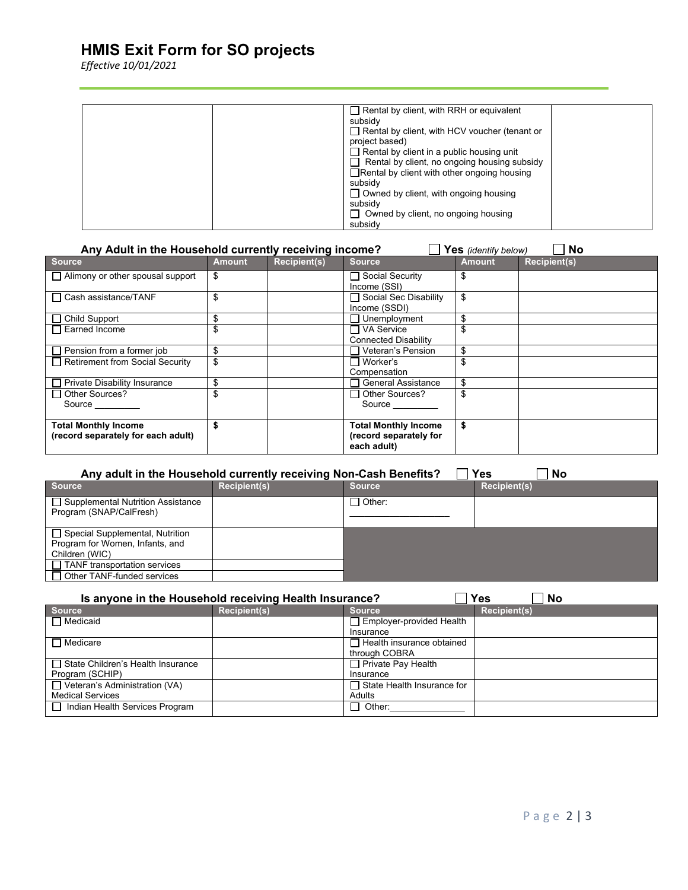# HMIS Exit Form for SO projects

*Effective 10/01/2021*

| | | | |
|---|---|---|---|
| | | ☐ Rental by client, with RRH or equivalent subsidy<br>☐ Rental by client, with HCV voucher (tenant or project based)<br>☐ Rental by client in a public housing unit<br>☐ Rental by client, no ongoing housing subsidy<br>☐ Rental by client with other ongoing housing subsidy<br>☐ Owned by client, with ongoing housing subsidy<br>☐ Owned by client, no ongoing housing subsidy | |

**Any Adult in the Household currently receiving income?** ☐ **Yes** *(identify below)* ☐ **No**

| Source | Amount | Recipient(s) | Source | Amount | Recipient(s) |
|---|---|---|---|---|---|
| ☐ Alimony or other spousal support | $ | | ☐ Social Security Income (SSI) | $ | |
| ☐ Cash assistance/TANF | $ | | ☐ Social Sec Disability Income (SSDI) | $ | |
| ☐ Child Support | $ | | ☐ Unemployment | $ | |
| ☐ Earned Income | $ | | ☐ VA Service Connected Disability | $ | |
| ☐ Pension from a former job | $ | | ☐ Veteran's Pension | $ | |
| ☐ Retirement from Social Security | $ | | ☐ Worker's Compensation | $ | |
| ☐ Private Disability Insurance | $ | | ☐ General Assistance | $ | |
| ☐ Other Sources? Source _________ | $ | | ☐ Other Sources? Source _________ | $ | |
| **Total Monthly Income (record separately for each adult)** | **$** | | **Total Monthly Income (record separately for each adult)** | **$** | |

**Any adult in the Household currently receiving Non-Cash Benefits?** ☐ **Yes** ☐ **No**

| Source | Recipient(s) | Source | Recipient(s) |
|---|---|---|---|
| ☐ Supplemental Nutrition Assistance Program (SNAP/CalFresh) | | ☐ Other: ____________________ | |
| ☐ Special Supplemental, Nutrition Program for Women, Infants, and Children (WIC) | | | |
| ☐ TANF transportation services | | | |
| ☐ Other TANF-funded services | | | |

**Is anyone in the Household receiving Health Insurance?** ☐ **Yes** ☐ **No**

| Source | Recipient(s) | Source | Recipient(s) |
|---|---|---|---|
| ☐ Medicaid | | ☐ Employer-provided Health Insurance | |
| ☐ Medicare | | ☐ Health insurance obtained through COBRA | |
| ☐ State Children's Health Insurance Program (SCHIP) | | ☐ Private Pay Health Insurance | |
| ☐ Veteran's Administration (VA) Medical Services | | ☐ State Health Insurance for Adults | |
| ☐ Indian Health Services Program | | ☐ Other:_______________ | |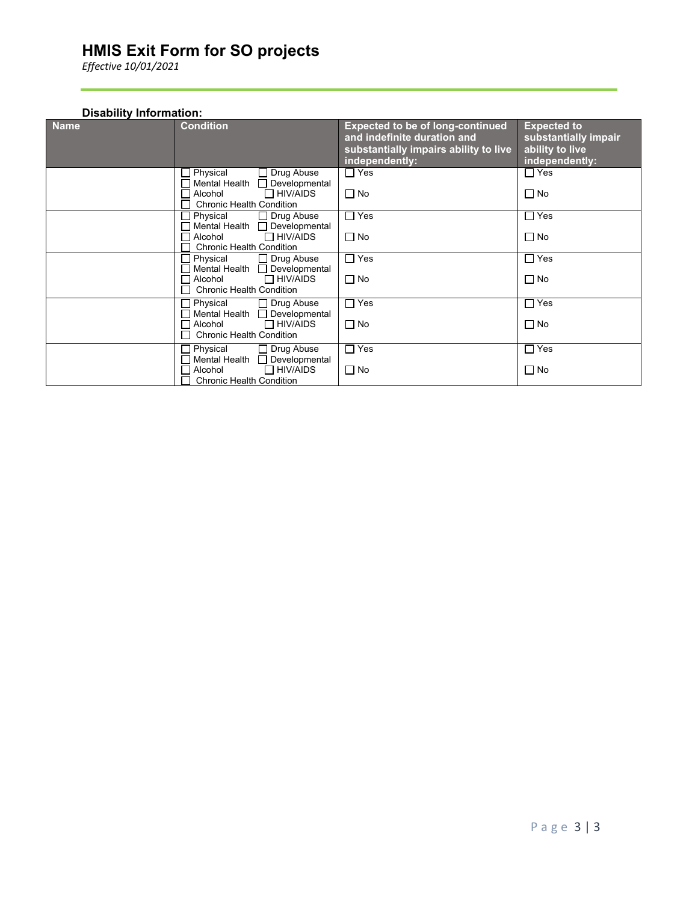# HMIS Exit Form for SO projects

*Effective 10/01/2021*

**Disability Information:**

| Name | Condition | Expected to be of long-continued and indefinite duration and substantially impairs ability to live independently: | Expected to substantially impair ability to live independently: |
|---|---|---|---|
| | ☐ Physical ☐ Drug Abuse ☐ Mental Health ☐ Developmental ☐ Alcohol ☐ HIV/AIDS ☐ Chronic Health Condition | ☐ Yes ☐ No | ☐ Yes ☐ No |
| | ☐ Physical ☐ Drug Abuse ☐ Mental Health ☐ Developmental ☐ Alcohol ☐ HIV/AIDS ☐ Chronic Health Condition | ☐ Yes ☐ No | ☐ Yes ☐ No |
| | ☐ Physical ☐ Drug Abuse ☐ Mental Health ☐ Developmental ☐ Alcohol ☐ HIV/AIDS ☐ Chronic Health Condition | ☐ Yes ☐ No | ☐ Yes ☐ No |
| | ☐ Physical ☐ Drug Abuse ☐ Mental Health ☐ Developmental ☐ Alcohol ☐ HIV/AIDS ☐ Chronic Health Condition | ☐ Yes ☐ No | ☐ Yes ☐ No |
| | ☐ Physical ☐ Drug Abuse ☐ Mental Health ☐ Developmental ☐ Alcohol ☐ HIV/AIDS ☐ Chronic Health Condition | ☐ Yes ☐ No | ☐ Yes ☐ No |